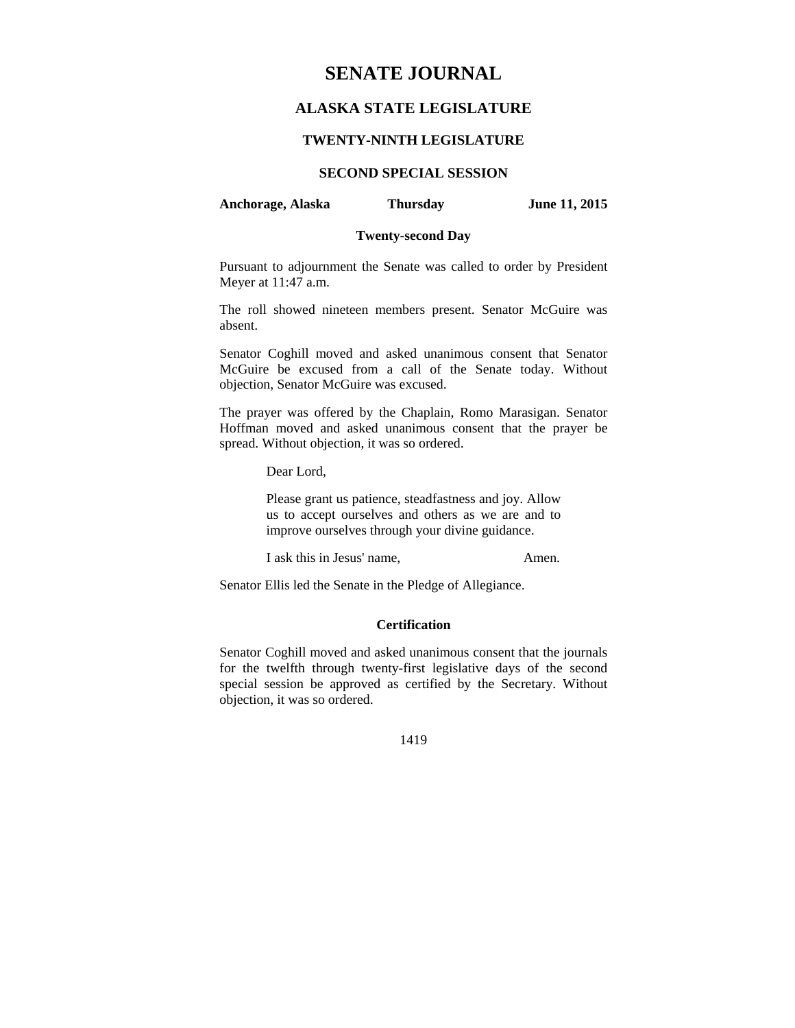# SENATE JOURNAL

## ALASKA STATE LEGISLATURE

### TWENTY-NINTH LEGISLATURE

### SECOND SPECIAL SESSION

**Anchorage, Alaska** **Thursday** **June 11, 2015**

**Twenty-second Day**

Pursuant to adjournment the Senate was called to order by President Meyer at 11:47 a.m.

The roll showed nineteen members present. Senator McGuire was absent.

Senator Coghill moved and asked unanimous consent that Senator McGuire be excused from a call of the Senate today. Without objection, Senator McGuire was excused.

The prayer was offered by the Chaplain, Romo Marasigan. Senator Hoffman moved and asked unanimous consent that the prayer be spread. Without objection, it was so ordered.

> Dear Lord,
>
> Please grant us patience, steadfastness and joy. Allow us to accept ourselves and others as we are and to improve ourselves through your divine guidance.
>
> I ask this in Jesus' name, Amen.

Senator Ellis led the Senate in the Pledge of Allegiance.

**Certification**

Senator Coghill moved and asked unanimous consent that the journals for the twelfth through twenty-first legislative days of the second special session be approved as certified by the Secretary. Without objection, it was so ordered.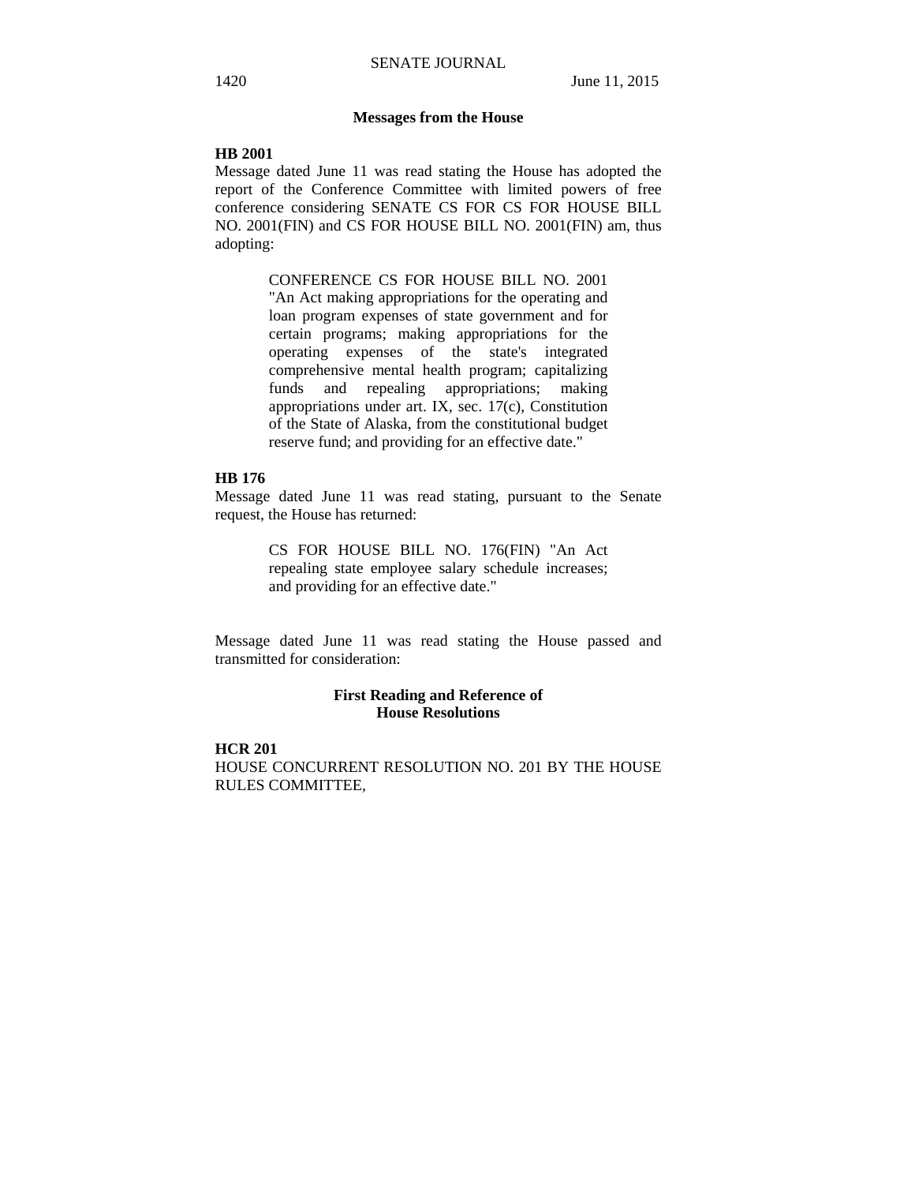## Messages from the House

**HB 2001**

Message dated June 11 was read stating the House has adopted the report of the Conference Committee with limited powers of free conference considering SENATE CS FOR CS FOR HOUSE BILL NO. 2001(FIN) and CS FOR HOUSE BILL NO. 2001(FIN) am, thus adopting:

> CONFERENCE CS FOR HOUSE BILL NO. 2001 "An Act making appropriations for the operating and loan program expenses of state government and for certain programs; making appropriations for the operating expenses of the state's integrated comprehensive mental health program; capitalizing funds and repealing appropriations; making appropriations under art. IX, sec. 17(c), Constitution of the State of Alaska, from the constitutional budget reserve fund; and providing for an effective date."

**HB 176**

Message dated June 11 was read stating, pursuant to the Senate request, the House has returned:

> CS FOR HOUSE BILL NO. 176(FIN) "An Act repealing state employee salary schedule increases; and providing for an effective date."

Message dated June 11 was read stating the House passed and transmitted for consideration:

## First Reading and Reference of House Resolutions

**HCR 201**

HOUSE CONCURRENT RESOLUTION NO. 201 BY THE HOUSE RULES COMMITTEE,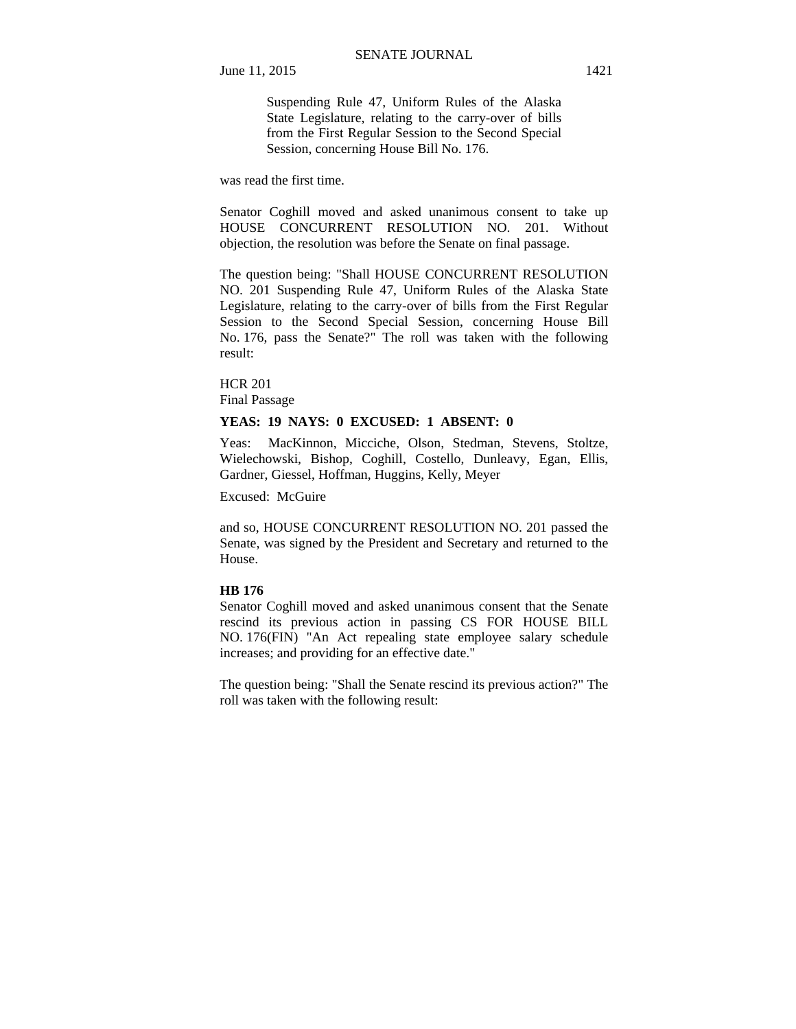Suspending Rule 47, Uniform Rules of the Alaska State Legislature, relating to the carry-over of bills from the First Regular Session to the Second Special Session, concerning House Bill No. 176.

was read the first time.

Senator Coghill moved and asked unanimous consent to take up HOUSE CONCURRENT RESOLUTION NO. 201. Without objection, the resolution was before the Senate on final passage.

The question being: "Shall HOUSE CONCURRENT RESOLUTION NO. 201 Suspending Rule 47, Uniform Rules of the Alaska State Legislature, relating to the carry-over of bills from the First Regular Session to the Second Special Session, concerning House Bill No. 176, pass the Senate?" The roll was taken with the following result:

HCR 201
Final Passage

**YEAS: 19 NAYS: 0 EXCUSED: 1 ABSENT: 0**

Yeas: MacKinnon, Micciche, Olson, Stedman, Stevens, Stoltze, Wielechowski, Bishop, Coghill, Costello, Dunleavy, Egan, Ellis, Gardner, Giessel, Hoffman, Huggins, Kelly, Meyer

Excused: McGuire

and so, HOUSE CONCURRENT RESOLUTION NO. 201 passed the Senate, was signed by the President and Secretary and returned to the House.

**HB 176**

Senator Coghill moved and asked unanimous consent that the Senate rescind its previous action in passing CS FOR HOUSE BILL NO. 176(FIN) "An Act repealing state employee salary schedule increases; and providing for an effective date."

The question being: "Shall the Senate rescind its previous action?" The roll was taken with the following result: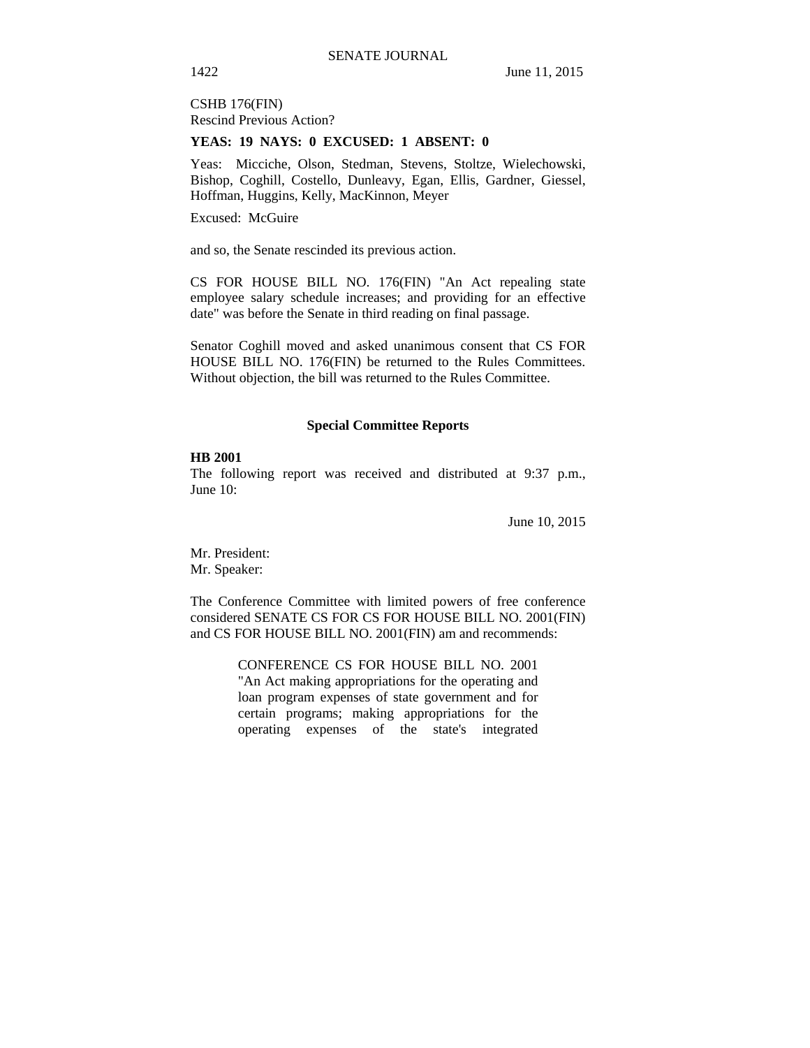CSHB 176(FIN)
Rescind Previous Action?

**YEAS: 19 NAYS: 0 EXCUSED: 1 ABSENT: 0**

Yeas: Micciche, Olson, Stedman, Stevens, Stoltze, Wielechowski, Bishop, Coghill, Costello, Dunleavy, Egan, Ellis, Gardner, Giessel, Hoffman, Huggins, Kelly, MacKinnon, Meyer

Excused: McGuire

and so, the Senate rescinded its previous action.

CS FOR HOUSE BILL NO. 176(FIN) "An Act repealing state employee salary schedule increases; and providing for an effective date" was before the Senate in third reading on final passage.

Senator Coghill moved and asked unanimous consent that CS FOR HOUSE BILL NO. 176(FIN) be returned to the Rules Committees. Without objection, the bill was returned to the Rules Committee.

## Special Committee Reports

**HB 2001**

The following report was received and distributed at 9:37 p.m., June 10:

June 10, 2015

Mr. President:
Mr. Speaker:

The Conference Committee with limited powers of free conference considered SENATE CS FOR CS FOR HOUSE BILL NO. 2001(FIN) and CS FOR HOUSE BILL NO. 2001(FIN) am and recommends:

> CONFERENCE CS FOR HOUSE BILL NO. 2001 "An Act making appropriations for the operating and loan program expenses of state government and for certain programs; making appropriations for the operating expenses of the state's integrated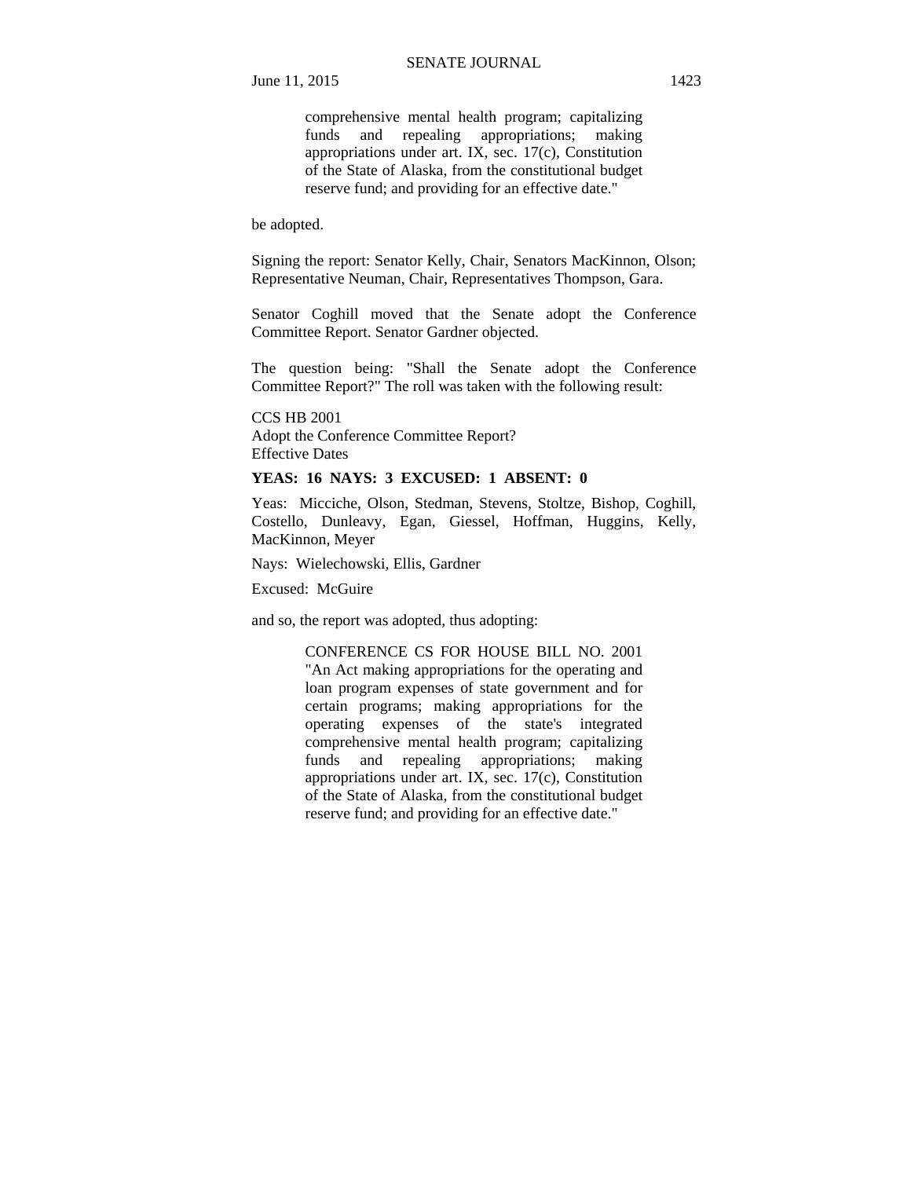comprehensive mental health program; capitalizing funds and repealing appropriations; making appropriations under art. IX, sec. 17(c), Constitution of the State of Alaska, from the constitutional budget reserve fund; and providing for an effective date."

be adopted.

Signing the report: Senator Kelly, Chair, Senators MacKinnon, Olson; Representative Neuman, Chair, Representatives Thompson, Gara.

Senator Coghill moved that the Senate adopt the Conference Committee Report. Senator Gardner objected.

The question being: "Shall the Senate adopt the Conference Committee Report?" The roll was taken with the following result:

CCS HB 2001
Adopt the Conference Committee Report?
Effective Dates

**YEAS: 16 NAYS: 3 EXCUSED: 1 ABSENT: 0**

Yeas: Micciche, Olson, Stedman, Stevens, Stoltze, Bishop, Coghill, Costello, Dunleavy, Egan, Giessel, Hoffman, Huggins, Kelly, MacKinnon, Meyer

Nays: Wielechowski, Ellis, Gardner

Excused: McGuire

and so, the report was adopted, thus adopting:

CONFERENCE CS FOR HOUSE BILL NO. 2001 "An Act making appropriations for the operating and loan program expenses of state government and for certain programs; making appropriations for the operating expenses of the state's integrated comprehensive mental health program; capitalizing funds and repealing appropriations; making appropriations under art. IX, sec. 17(c), Constitution of the State of Alaska, from the constitutional budget reserve fund; and providing for an effective date."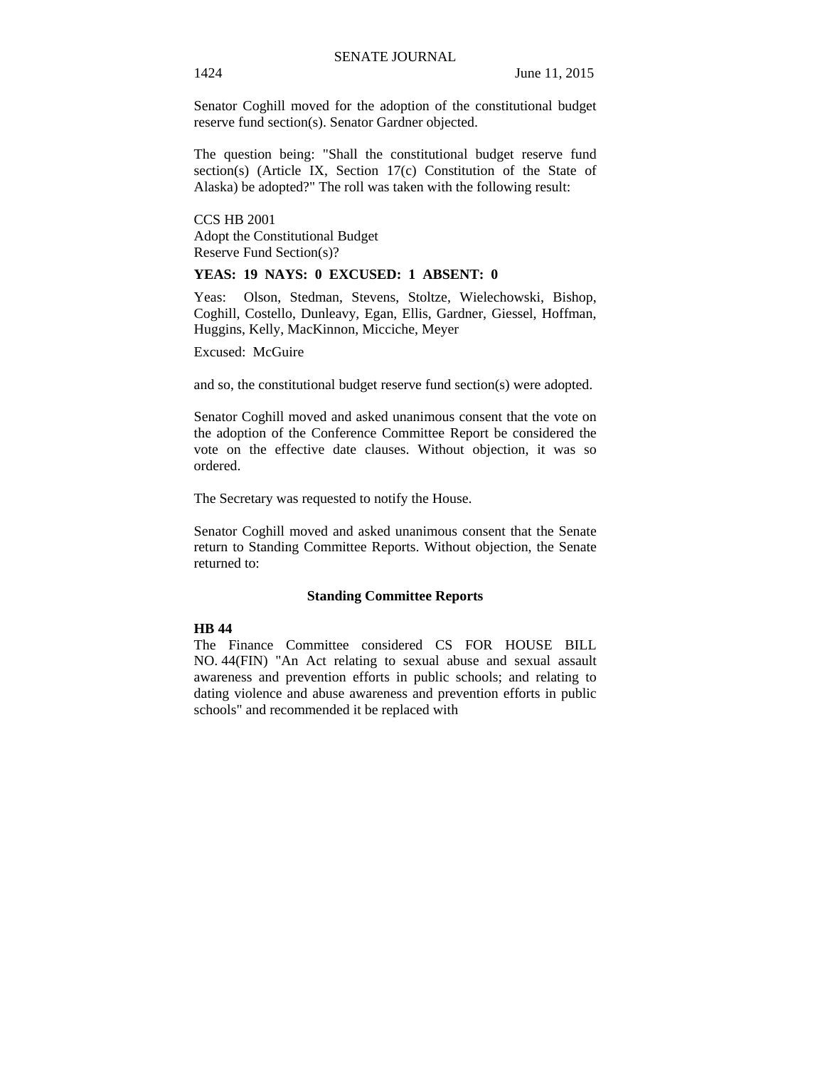Senator Coghill moved for the adoption of the constitutional budget reserve fund section(s). Senator Gardner objected.

The question being: "Shall the constitutional budget reserve fund section(s) (Article IX, Section 17(c) Constitution of the State of Alaska) be adopted?" The roll was taken with the following result:

CCS HB 2001
Adopt the Constitutional Budget
Reserve Fund Section(s)?

**YEAS: 19 NAYS: 0 EXCUSED: 1 ABSENT: 0**

Yeas: Olson, Stedman, Stevens, Stoltze, Wielechowski, Bishop, Coghill, Costello, Dunleavy, Egan, Ellis, Gardner, Giessel, Hoffman, Huggins, Kelly, MacKinnon, Micciche, Meyer

Excused: McGuire

and so, the constitutional budget reserve fund section(s) were adopted.

Senator Coghill moved and asked unanimous consent that the vote on the adoption of the Conference Committee Report be considered the vote on the effective date clauses. Without objection, it was so ordered.

The Secretary was requested to notify the House.

Senator Coghill moved and asked unanimous consent that the Senate return to Standing Committee Reports. Without objection, the Senate returned to:

## Standing Committee Reports

**HB 44**
The Finance Committee considered CS FOR HOUSE BILL NO. 44(FIN) "An Act relating to sexual abuse and sexual assault awareness and prevention efforts in public schools; and relating to dating violence and abuse awareness and prevention efforts in public schools" and recommended it be replaced with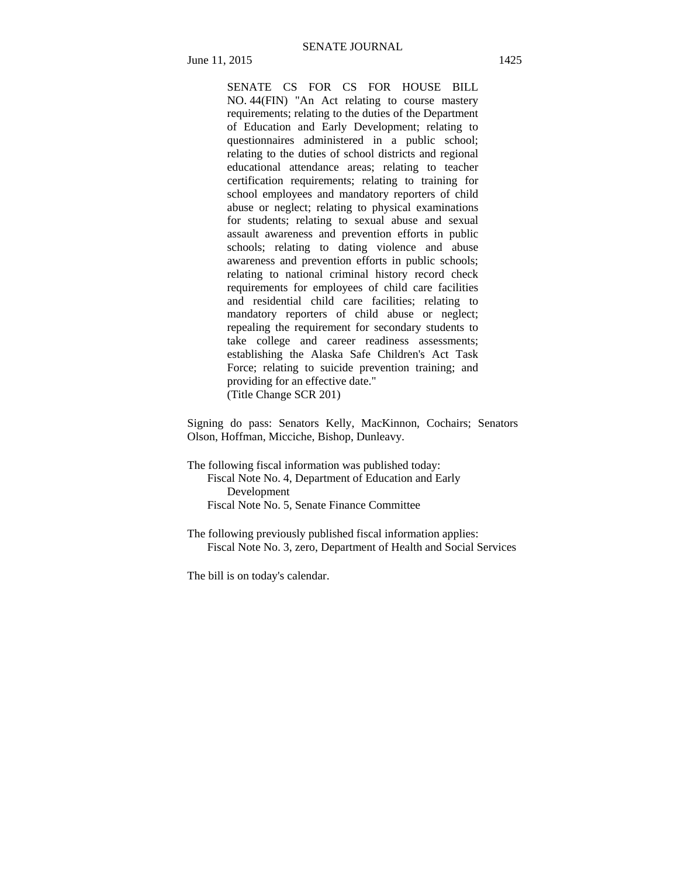SENATE CS FOR CS FOR HOUSE BILL NO. 44(FIN) "An Act relating to course mastery requirements; relating to the duties of the Department of Education and Early Development; relating to questionnaires administered in a public school; relating to the duties of school districts and regional educational attendance areas; relating to teacher certification requirements; relating to training for school employees and mandatory reporters of child abuse or neglect; relating to physical examinations for students; relating to sexual abuse and sexual assault awareness and prevention efforts in public schools; relating to dating violence and abuse awareness and prevention efforts in public schools; relating to national criminal history record check requirements for employees of child care facilities and residential child care facilities; relating to mandatory reporters of child abuse or neglect; repealing the requirement for secondary students to take college and career readiness assessments; establishing the Alaska Safe Children's Act Task Force; relating to suicide prevention training; and providing for an effective date."
(Title Change SCR 201)

Signing do pass: Senators Kelly, MacKinnon, Cochairs; Senators Olson, Hoffman, Micciche, Bishop, Dunleavy.

The following fiscal information was published today:
Fiscal Note No. 4, Department of Education and Early Development
Fiscal Note No. 5, Senate Finance Committee

The following previously published fiscal information applies:
Fiscal Note No. 3, zero, Department of Health and Social Services

The bill is on today's calendar.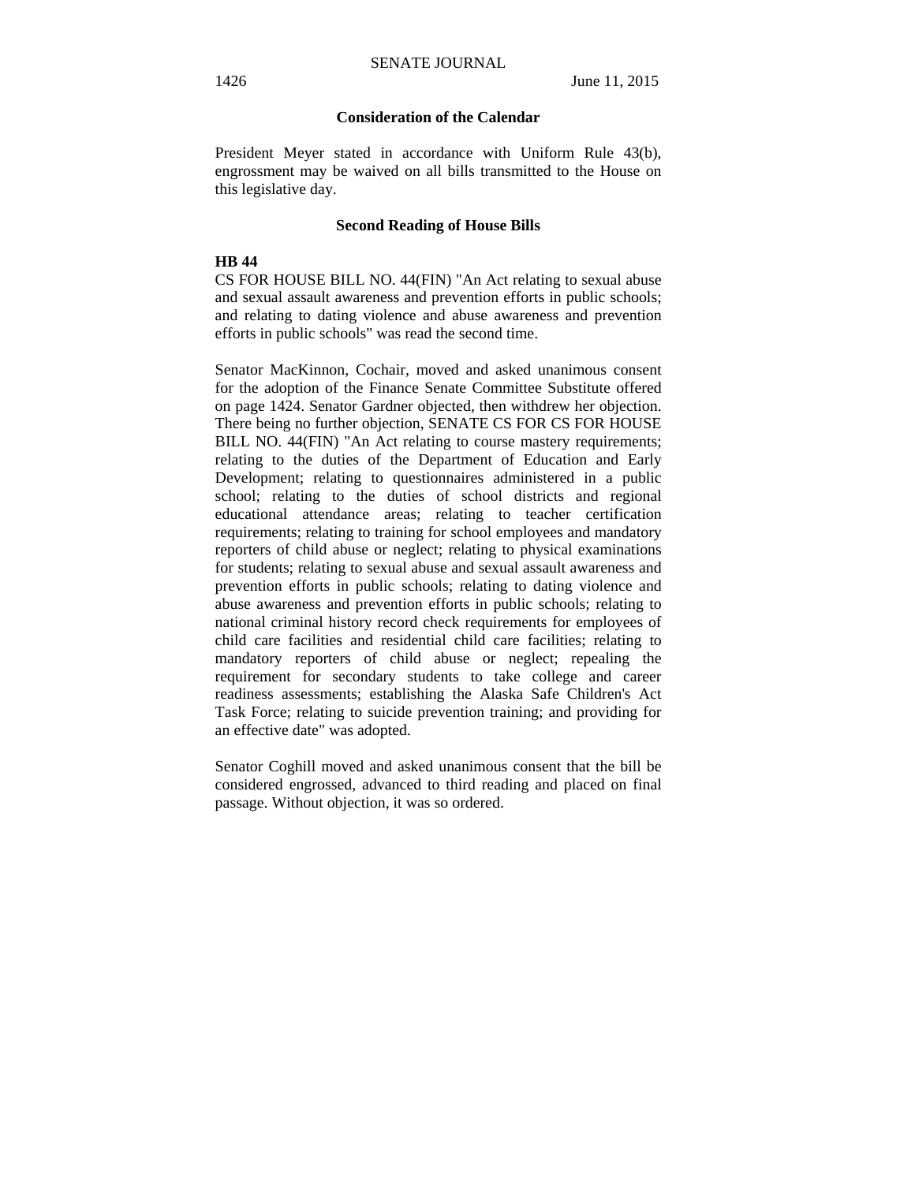## Consideration of the Calendar

President Meyer stated in accordance with Uniform Rule 43(b), engrossment may be waived on all bills transmitted to the House on this legislative day.

## Second Reading of House Bills

**HB 44**

CS FOR HOUSE BILL NO. 44(FIN) "An Act relating to sexual abuse and sexual assault awareness and prevention efforts in public schools; and relating to dating violence and abuse awareness and prevention efforts in public schools" was read the second time.

Senator MacKinnon, Cochair, moved and asked unanimous consent for the adoption of the Finance Senate Committee Substitute offered on page 1424. Senator Gardner objected, then withdrew her objection. There being no further objection, SENATE CS FOR CS FOR HOUSE BILL NO. 44(FIN) "An Act relating to course mastery requirements; relating to the duties of the Department of Education and Early Development; relating to questionnaires administered in a public school; relating to the duties of school districts and regional educational attendance areas; relating to teacher certification requirements; relating to training for school employees and mandatory reporters of child abuse or neglect; relating to physical examinations for students; relating to sexual abuse and sexual assault awareness and prevention efforts in public schools; relating to dating violence and abuse awareness and prevention efforts in public schools; relating to national criminal history record check requirements for employees of child care facilities and residential child care facilities; relating to mandatory reporters of child abuse or neglect; repealing the requirement for secondary students to take college and career readiness assessments; establishing the Alaska Safe Children's Act Task Force; relating to suicide prevention training; and providing for an effective date" was adopted.

Senator Coghill moved and asked unanimous consent that the bill be considered engrossed, advanced to third reading and placed on final passage. Without objection, it was so ordered.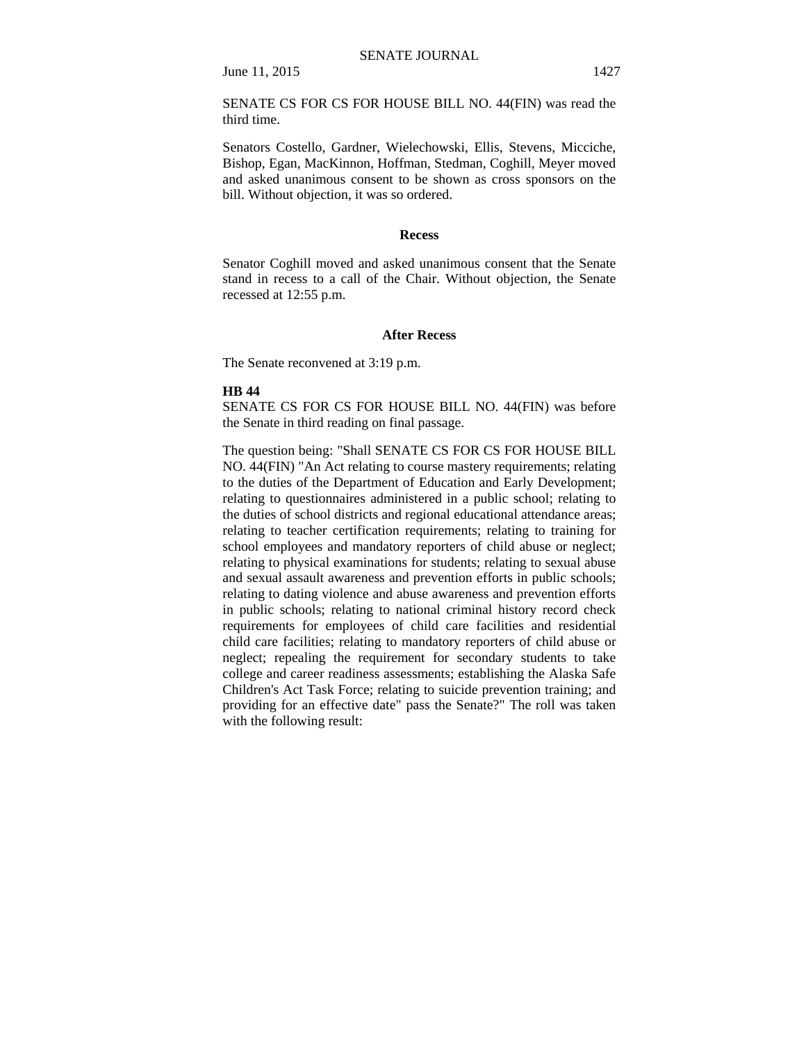SENATE CS FOR CS FOR HOUSE BILL NO. 44(FIN) was read the third time.

Senators Costello, Gardner, Wielechowski, Ellis, Stevens, Micciche, Bishop, Egan, MacKinnon, Hoffman, Stedman, Coghill, Meyer moved and asked unanimous consent to be shown as cross sponsors on the bill. Without objection, it was so ordered.

**Recess**

Senator Coghill moved and asked unanimous consent that the Senate stand in recess to a call of the Chair. Without objection, the Senate recessed at 12:55 p.m.

**After Recess**

The Senate reconvened at 3:19 p.m.

**HB 44**

SENATE CS FOR CS FOR HOUSE BILL NO. 44(FIN) was before the Senate in third reading on final passage.

The question being: "Shall SENATE CS FOR CS FOR HOUSE BILL NO. 44(FIN) "An Act relating to course mastery requirements; relating to the duties of the Department of Education and Early Development; relating to questionnaires administered in a public school; relating to the duties of school districts and regional educational attendance areas; relating to teacher certification requirements; relating to training for school employees and mandatory reporters of child abuse or neglect; relating to physical examinations for students; relating to sexual abuse and sexual assault awareness and prevention efforts in public schools; relating to dating violence and abuse awareness and prevention efforts in public schools; relating to national criminal history record check requirements for employees of child care facilities and residential child care facilities; relating to mandatory reporters of child abuse or neglect; repealing the requirement for secondary students to take college and career readiness assessments; establishing the Alaska Safe Children's Act Task Force; relating to suicide prevention training; and providing for an effective date" pass the Senate?" The roll was taken with the following result: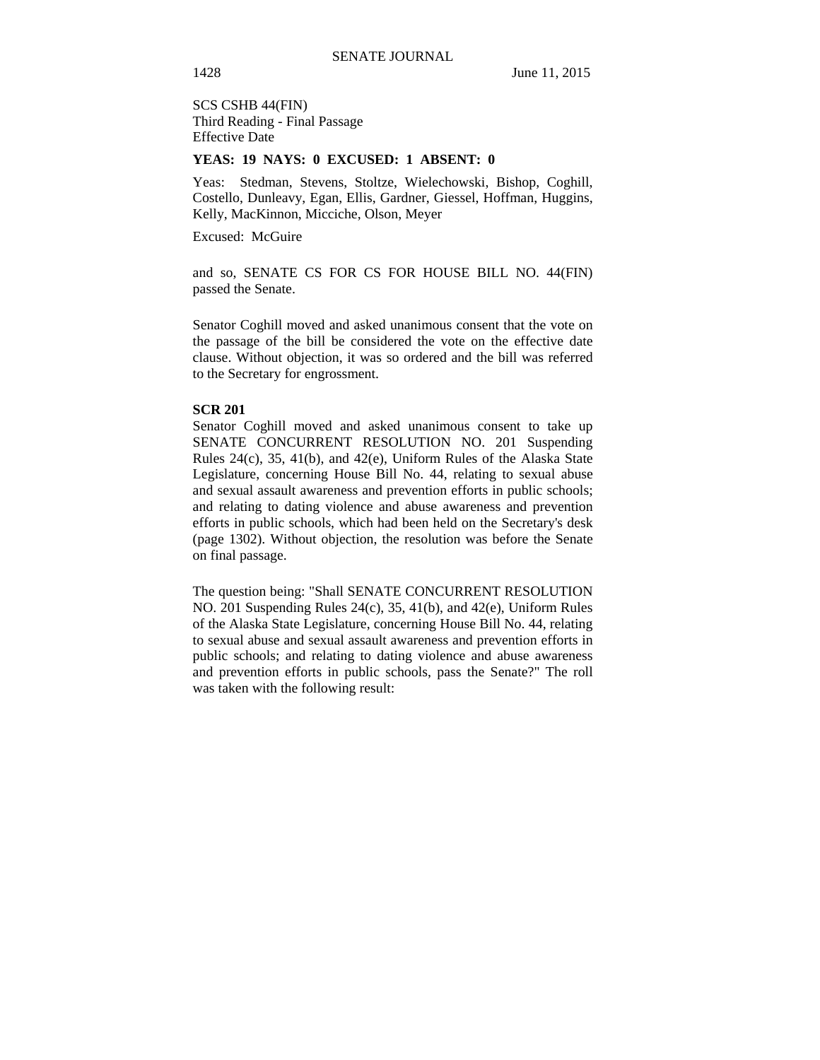SCS CSHB 44(FIN)
Third Reading - Final Passage
Effective Date

**YEAS: 19 NAYS: 0 EXCUSED: 1 ABSENT: 0**

Yeas: Stedman, Stevens, Stoltze, Wielechowski, Bishop, Coghill, Costello, Dunleavy, Egan, Ellis, Gardner, Giessel, Hoffman, Huggins, Kelly, MacKinnon, Micciche, Olson, Meyer

Excused: McGuire

and so, SENATE CS FOR CS FOR HOUSE BILL NO. 44(FIN) passed the Senate.

Senator Coghill moved and asked unanimous consent that the vote on the passage of the bill be considered the vote on the effective date clause. Without objection, it was so ordered and the bill was referred to the Secretary for engrossment.

**SCR 201**

Senator Coghill moved and asked unanimous consent to take up SENATE CONCURRENT RESOLUTION NO. 201 Suspending Rules 24(c), 35, 41(b), and 42(e), Uniform Rules of the Alaska State Legislature, concerning House Bill No. 44, relating to sexual abuse and sexual assault awareness and prevention efforts in public schools; and relating to dating violence and abuse awareness and prevention efforts in public schools, which had been held on the Secretary's desk (page 1302). Without objection, the resolution was before the Senate on final passage.

The question being: "Shall SENATE CONCURRENT RESOLUTION NO. 201 Suspending Rules 24(c), 35, 41(b), and 42(e), Uniform Rules of the Alaska State Legislature, concerning House Bill No. 44, relating to sexual abuse and sexual assault awareness and prevention efforts in public schools; and relating to dating violence and abuse awareness and prevention efforts in public schools, pass the Senate?" The roll was taken with the following result: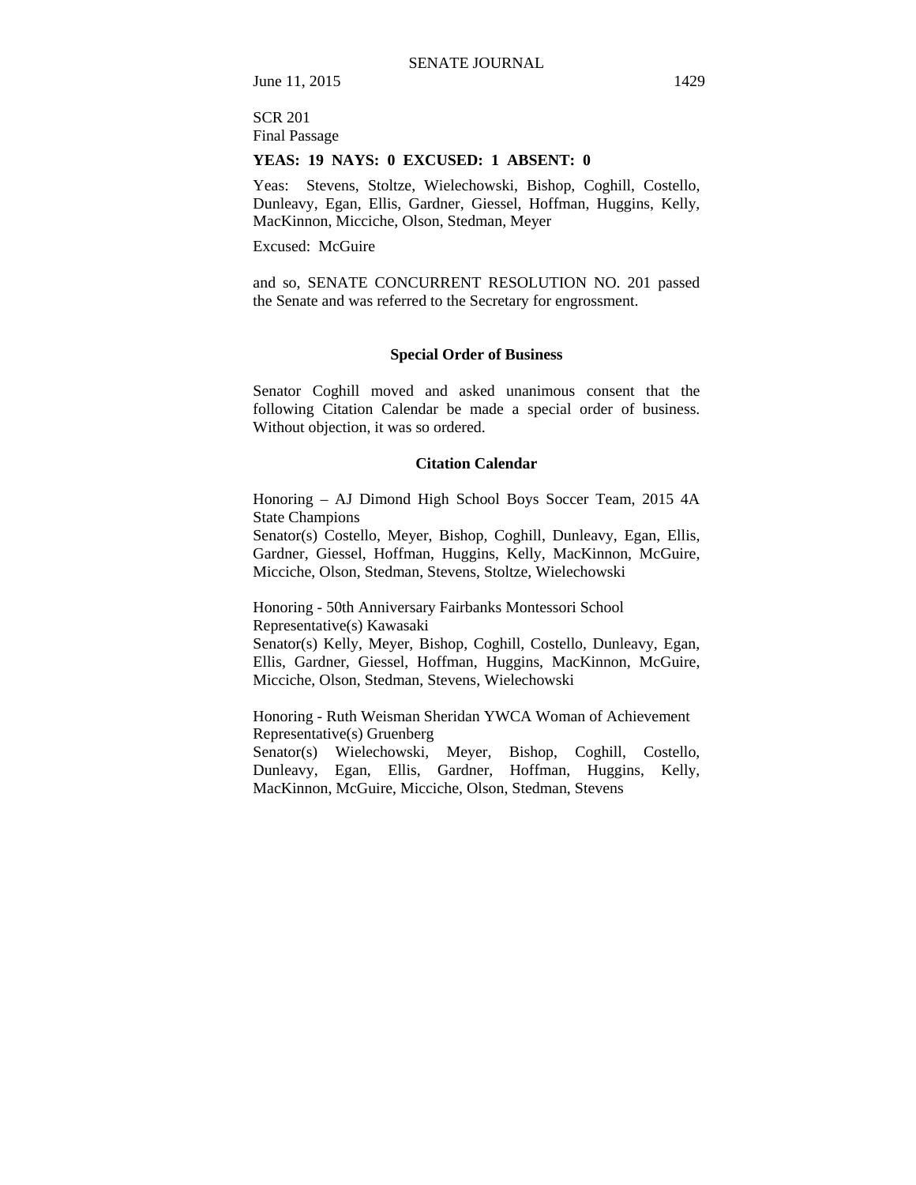SCR 201
Final Passage

**YEAS: 19 NAYS: 0 EXCUSED: 1 ABSENT: 0**

Yeas: Stevens, Stoltze, Wielechowski, Bishop, Coghill, Costello, Dunleavy, Egan, Ellis, Gardner, Giessel, Hoffman, Huggins, Kelly, MacKinnon, Micciche, Olson, Stedman, Meyer

Excused: McGuire

and so, SENATE CONCURRENT RESOLUTION NO. 201 passed the Senate and was referred to the Secretary for engrossment.

### Special Order of Business

Senator Coghill moved and asked unanimous consent that the following Citation Calendar be made a special order of business. Without objection, it was so ordered.

### Citation Calendar

Honoring – AJ Dimond High School Boys Soccer Team, 2015 4A State Champions
Senator(s) Costello, Meyer, Bishop, Coghill, Dunleavy, Egan, Ellis, Gardner, Giessel, Hoffman, Huggins, Kelly, MacKinnon, McGuire, Micciche, Olson, Stedman, Stevens, Stoltze, Wielechowski

Honoring - 50th Anniversary Fairbanks Montessori School
Representative(s) Kawasaki
Senator(s) Kelly, Meyer, Bishop, Coghill, Costello, Dunleavy, Egan, Ellis, Gardner, Giessel, Hoffman, Huggins, MacKinnon, McGuire, Micciche, Olson, Stedman, Stevens, Wielechowski

Honoring - Ruth Weisman Sheridan YWCA Woman of Achievement
Representative(s) Gruenberg
Senator(s) Wielechowski, Meyer, Bishop, Coghill, Costello, Dunleavy, Egan, Ellis, Gardner, Hoffman, Huggins, Kelly, MacKinnon, McGuire, Micciche, Olson, Stedman, Stevens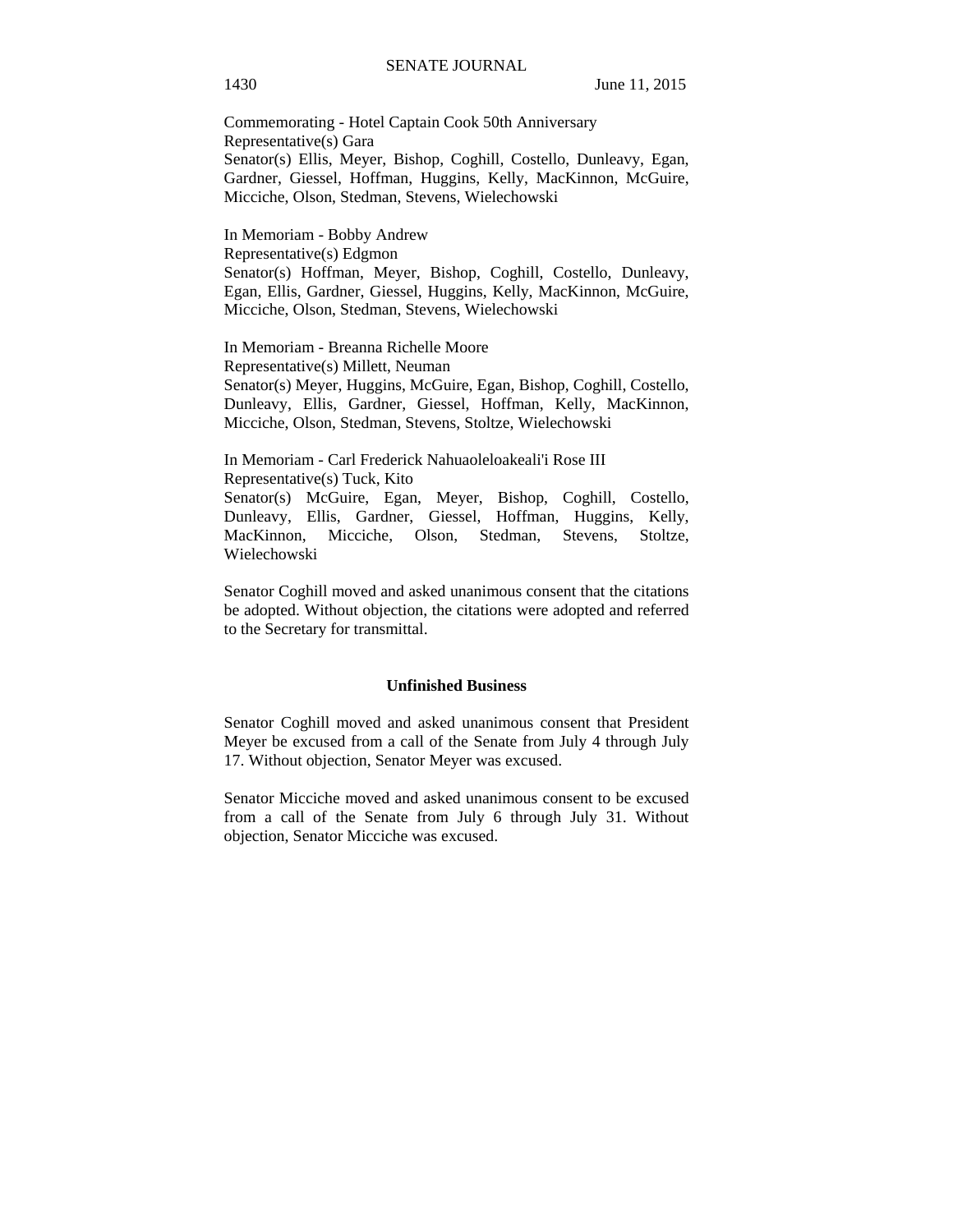Commemorating - Hotel Captain Cook 50th Anniversary
Representative(s) Gara
Senator(s) Ellis, Meyer, Bishop, Coghill, Costello, Dunleavy, Egan, Gardner, Giessel, Hoffman, Huggins, Kelly, MacKinnon, McGuire, Micciche, Olson, Stedman, Stevens, Wielechowski

In Memoriam - Bobby Andrew
Representative(s) Edgmon
Senator(s) Hoffman, Meyer, Bishop, Coghill, Costello, Dunleavy, Egan, Ellis, Gardner, Giessel, Huggins, Kelly, MacKinnon, McGuire, Micciche, Olson, Stedman, Stevens, Wielechowski

In Memoriam - Breanna Richelle Moore
Representative(s) Millett, Neuman
Senator(s) Meyer, Huggins, McGuire, Egan, Bishop, Coghill, Costello, Dunleavy, Ellis, Gardner, Giessel, Hoffman, Kelly, MacKinnon, Micciche, Olson, Stedman, Stevens, Stoltze, Wielechowski

In Memoriam - Carl Frederick Nahuaoleloakeali'i Rose III
Representative(s) Tuck, Kito
Senator(s) McGuire, Egan, Meyer, Bishop, Coghill, Costello, Dunleavy, Ellis, Gardner, Giessel, Hoffman, Huggins, Kelly, MacKinnon, Micciche, Olson, Stedman, Stevens, Stoltze, Wielechowski

Senator Coghill moved and asked unanimous consent that the citations be adopted. Without objection, the citations were adopted and referred to the Secretary for transmittal.

## Unfinished Business

Senator Coghill moved and asked unanimous consent that President Meyer be excused from a call of the Senate from July 4 through July 17. Without objection, Senator Meyer was excused.

Senator Micciche moved and asked unanimous consent to be excused from a call of the Senate from July 6 through July 31. Without objection, Senator Micciche was excused.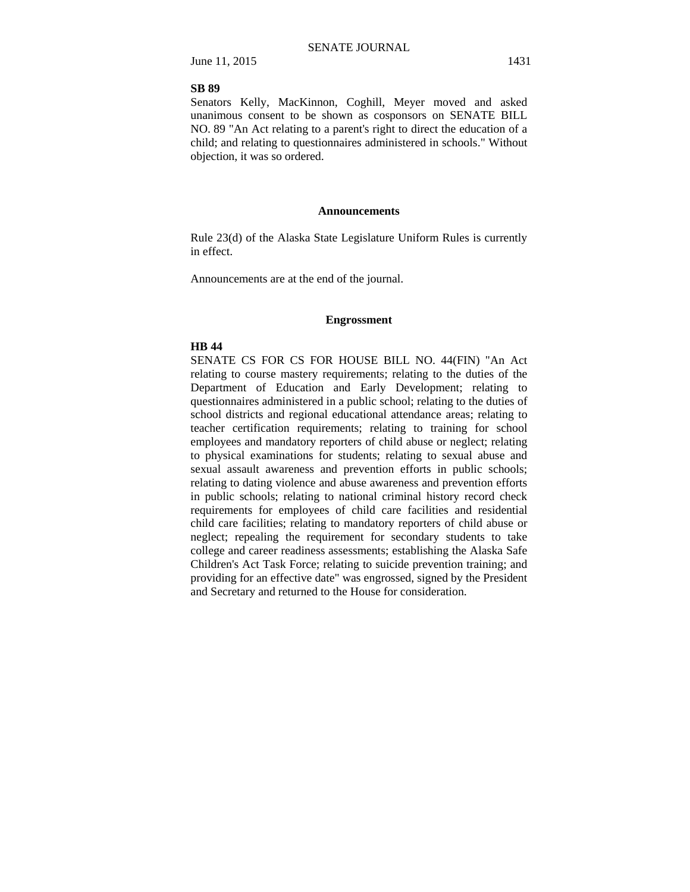**SB 89**

Senators Kelly, MacKinnon, Coghill, Meyer moved and asked unanimous consent to be shown as cosponsors on SENATE BILL NO. 89 "An Act relating to a parent's right to direct the education of a child; and relating to questionnaires administered in schools." Without objection, it was so ordered.

## Announcements

Rule 23(d) of the Alaska State Legislature Uniform Rules is currently in effect.

Announcements are at the end of the journal.

## Engrossment

**HB 44**

SENATE CS FOR CS FOR HOUSE BILL NO. 44(FIN) "An Act relating to course mastery requirements; relating to the duties of the Department of Education and Early Development; relating to questionnaires administered in a public school; relating to the duties of school districts and regional educational attendance areas; relating to teacher certification requirements; relating to training for school employees and mandatory reporters of child abuse or neglect; relating to physical examinations for students; relating to sexual abuse and sexual assault awareness and prevention efforts in public schools; relating to dating violence and abuse awareness and prevention efforts in public schools; relating to national criminal history record check requirements for employees of child care facilities and residential child care facilities; relating to mandatory reporters of child abuse or neglect; repealing the requirement for secondary students to take college and career readiness assessments; establishing the Alaska Safe Children's Act Task Force; relating to suicide prevention training; and providing for an effective date" was engrossed, signed by the President and Secretary and returned to the House for consideration.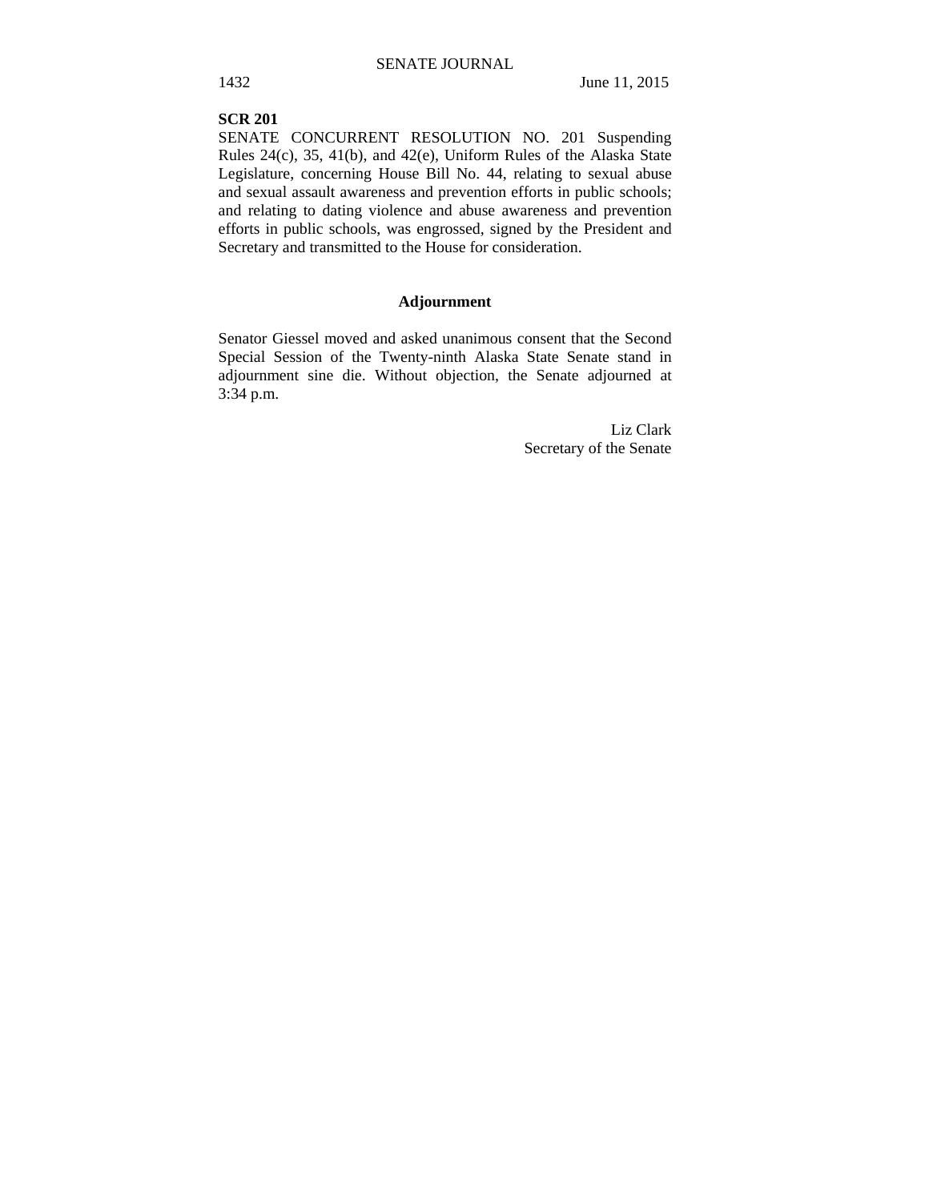**SCR 201**

SENATE CONCURRENT RESOLUTION NO. 201 Suspending Rules 24(c), 35, 41(b), and 42(e), Uniform Rules of the Alaska State Legislature, concerning House Bill No. 44, relating to sexual abuse and sexual assault awareness and prevention efforts in public schools; and relating to dating violence and abuse awareness and prevention efforts in public schools, was engrossed, signed by the President and Secretary and transmitted to the House for consideration.

## Adjournment

Senator Giessel moved and asked unanimous consent that the Second Special Session of the Twenty-ninth Alaska State Senate stand in adjournment sine die. Without objection, the Senate adjourned at 3:34 p.m.

Liz Clark
Secretary of the Senate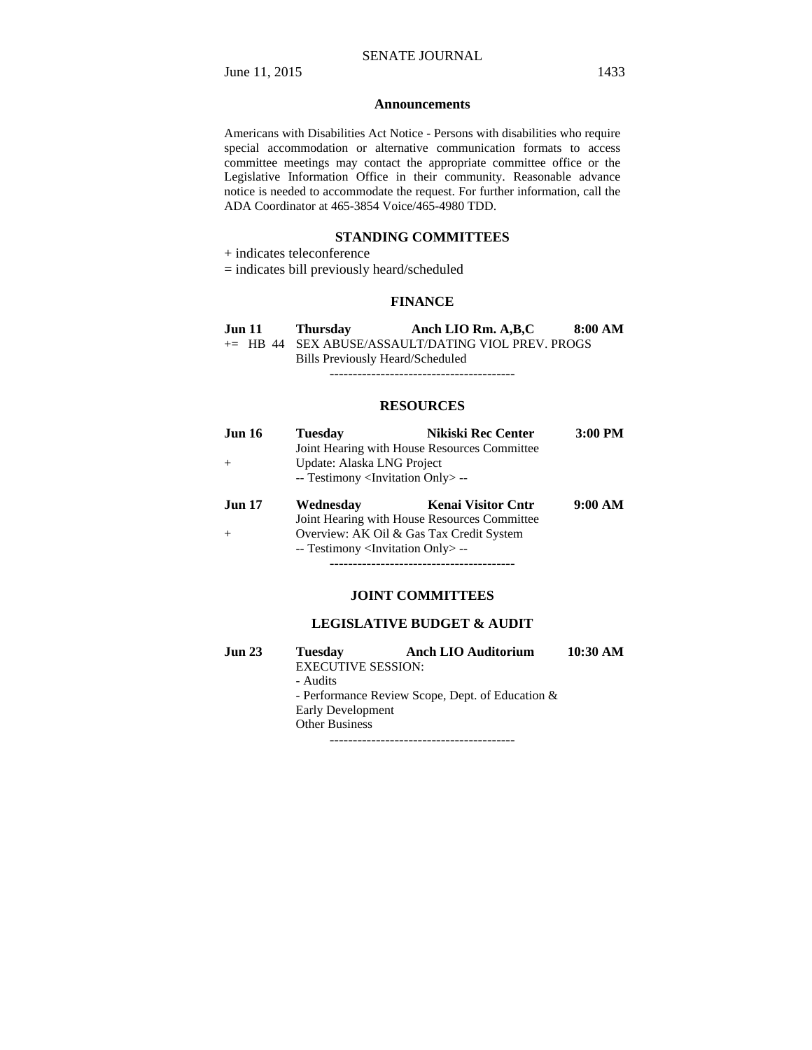## Announcements

Americans with Disabilities Act Notice - Persons with disabilities who require special accommodation or alternative communication formats to access committee meetings may contact the appropriate committee office or the Legislative Information Office in their community. Reasonable advance notice is needed to accommodate the request. For further information, call the ADA Coordinator at 465-3854 Voice/465-4980 TDD.

## STANDING COMMITTEES

+ indicates teleconference
= indicates bill previously heard/scheduled

### FINANCE

**Jun 11** **Thursday** **Anch LIO Rm. A,B,C** **8:00 AM**
+= HB 44 SEX ABUSE/ASSAULT/DATING VIOL PREV. PROGS
Bills Previously Heard/Scheduled

----------------------------------------

### RESOURCES

**Jun 16** **Tuesday** **Nikiski Rec Center** **3:00 PM**
Joint Hearing with House Resources Committee
+ Update: Alaska LNG Project
-- Testimony <Invitation Only> --

**Jun 17** **Wednesday** **Kenai Visitor Cntr** **9:00 AM**
Joint Hearing with House Resources Committee
+ Overview: AK Oil & Gas Tax Credit System
-- Testimony <Invitation Only> --

----------------------------------------

## JOINT COMMITTEES

### LEGISLATIVE BUDGET & AUDIT

**Jun 23** **Tuesday** **Anch LIO Auditorium** **10:30 AM**
EXECUTIVE SESSION:
- Audits
- Performance Review Scope, Dept. of Education & Early Development

Other Business

----------------------------------------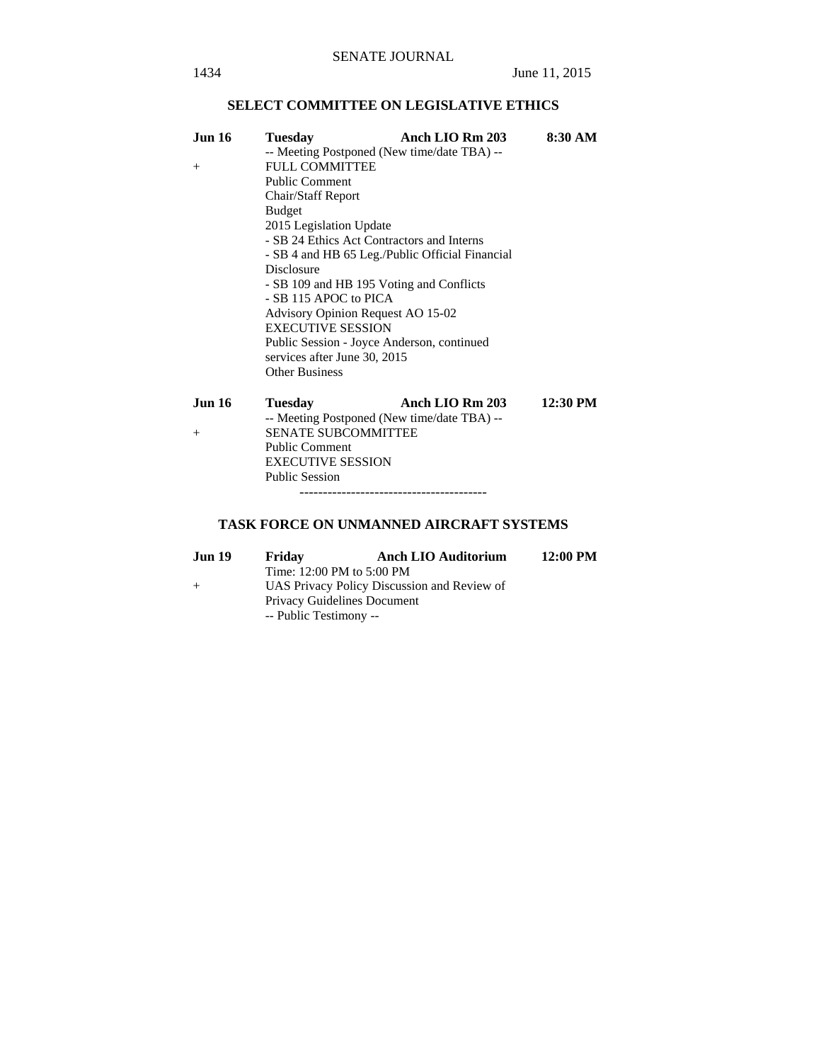## SELECT COMMITTEE ON LEGISLATIVE ETHICS

**Jun 16** **Tuesday** **Anch LIO Rm 203** **8:30 AM**

-- Meeting Postponed (New time/date TBA) --

\+ FULL COMMITTEE

Public Comment

Chair/Staff Report

Budget

2015 Legislation Update

- SB 24 Ethics Act Contractors and Interns
- SB 4 and HB 65 Leg./Public Official Financial Disclosure
- SB 109 and HB 195 Voting and Conflicts
- SB 115 APOC to PICA

Advisory Opinion Request AO 15-02

EXECUTIVE SESSION

Public Session - Joyce Anderson, continued services after June 30, 2015

Other Business

**Jun 16** **Tuesday** **Anch LIO Rm 203** **12:30 PM**

-- Meeting Postponed (New time/date TBA) --

\+ SENATE SUBCOMMITTEE

Public Comment

EXECUTIVE SESSION

Public Session

----------------------------------------

## TASK FORCE ON UNMANNED AIRCRAFT SYSTEMS

**Jun 19** **Friday** **Anch LIO Auditorium** **12:00 PM**

Time: 12:00 PM to 5:00 PM

\+ UAS Privacy Policy Discussion and Review of Privacy Guidelines Document

-- Public Testimony --